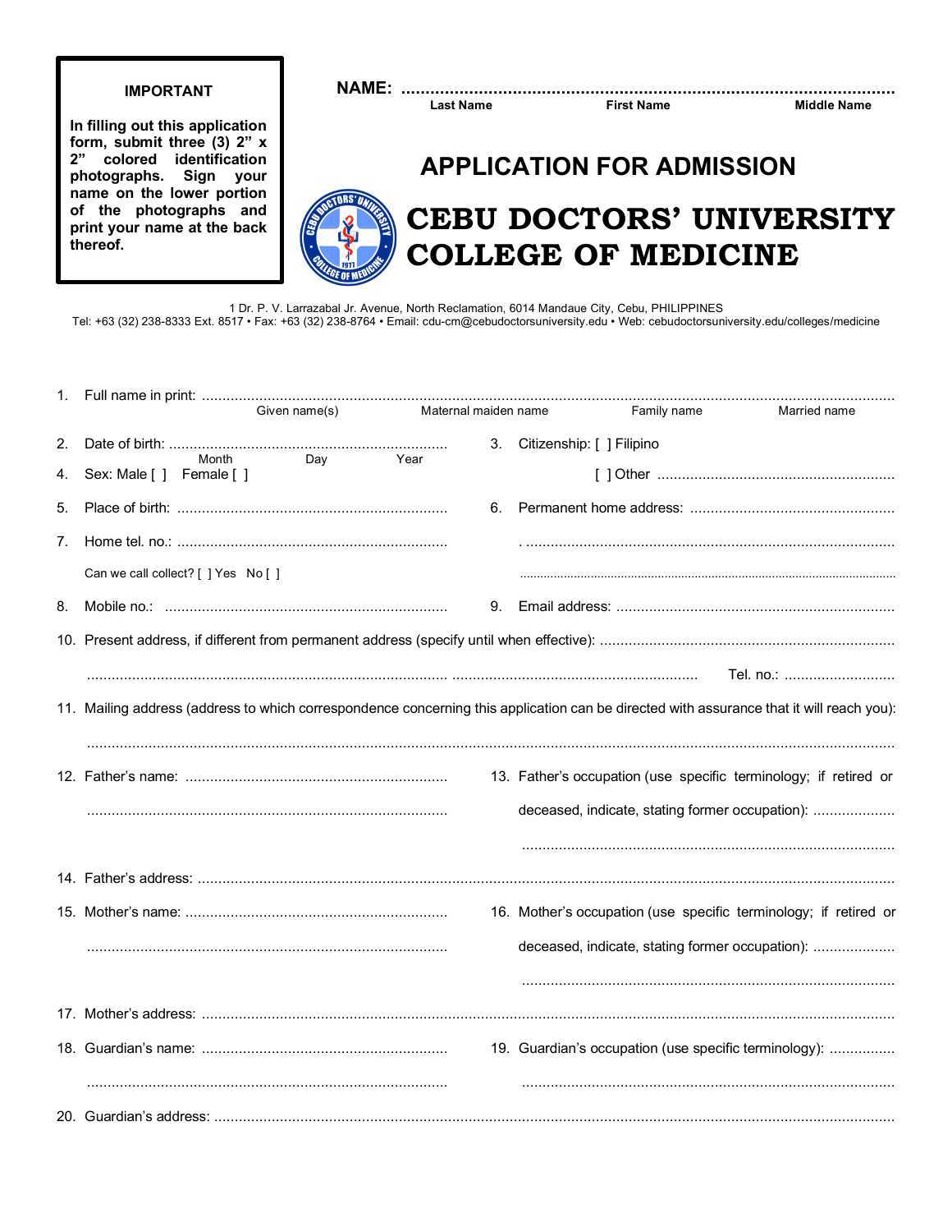**IMPORTANT**

**In filling out this application form, submit three (3) 2" x 2" colored identification photographs. Sign your name on the lower portion of the photographs and print your name at the back thereof.**

**NAME:** ..........................................................................................................
Last Name First Name Middle Name

## APPLICATION FOR ADMISSION

# CEBU DOCTORS' UNIVERSITY COLLEGE OF MEDICINE

1 Dr. P. V. Larrazabal Jr. Avenue, North Reclamation, 6014 Mandaue City, Cebu, PHILIPPINES
Tel: +63 (32) 238-8333 Ext. 8517 • Fax: +63 (32) 238-8764 • Email: cdu-cm@cebudoctorsuniversity.edu • Web: cebudoctorsuniversity.edu/colleges/medicine

1. Full name in print: ..........................................................................................................
 Given name(s) Maternal maiden name Family name Married name

2. Date of birth: ..........................................................................
 Month Day Year

3. Citizenship: [ ] Filipino
 [ ] Other ..........................................................

4. Sex: Male [ ] Female [ ]

5. Place of birth: ..........................................................................

6. Permanent home address: ..........................................................
 ..........................................................................................
 ..........................................................................................

7. Home tel. no.: ..........................................................................
 Can we call collect? [ ] Yes No [ ]

8. Mobile no.: ..........................................................................

9. Email address: ..........................................................................

10. Present address, if different from permanent address (specify until when effective): ..........................................................................
 .......................................................................................................................... Tel. no.: ...........................

11. Mailing address (address to which correspondence concerning this application can be directed with assurance that it will reach you):
 ..........................................................................................................................................................

12. Father's name: ..........................................................................
 ..........................................................................................

13. Father's occupation (use specific terminology; if retired or deceased, indicate, stating former occupation): ....................
 ..........................................................................................

14. Father's address: ..........................................................................................................................................................

15. Mother's name: ..........................................................................
 ..........................................................................................

16. Mother's occupation (use specific terminology; if retired or deceased, indicate, stating former occupation): ....................
 ..........................................................................................

17. Mother's address: ..........................................................................................................................................................

18. Guardian's name: ..........................................................................
 ..........................................................................................

19. Guardian's occupation (use specific terminology): ................
 ..........................................................................................

20. Guardian's address: ..........................................................................................................................................................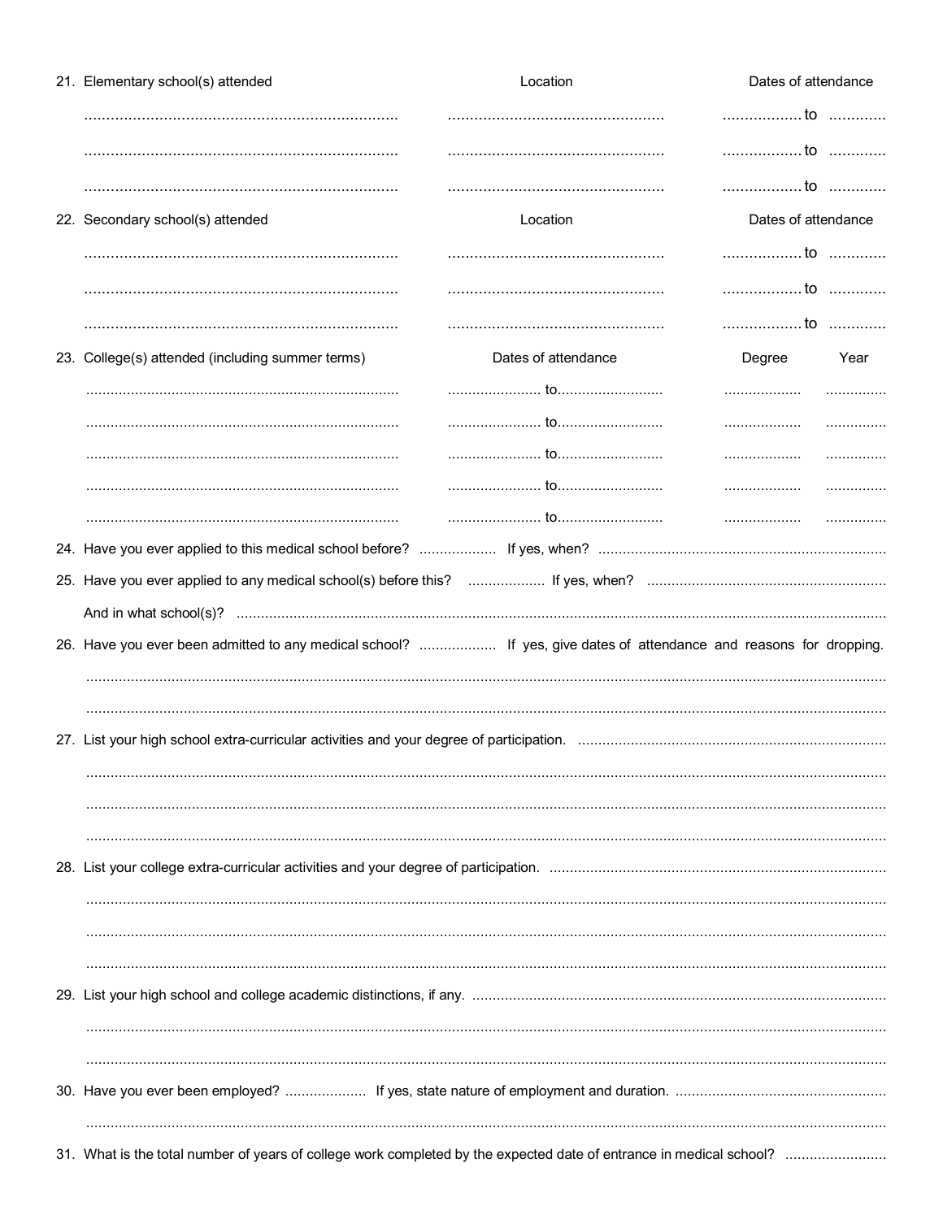21. Elementary school(s) attended

| Elementary school(s) attended | Location | Dates of attendance |
|---|---|---|
| ........................................ | ........................................ | .................. to ............ |
| ........................................ | ........................................ | .................. to ............ |
| ........................................ | ........................................ | .................. to ............ |

22. Secondary school(s) attended

| Secondary school(s) attended | Location | Dates of attendance |
|---|---|---|
| ........................................ | ........................................ | .................. to ............ |
| ........................................ | ........................................ | .................. to ............ |
| ........................................ | ........................................ | .................. to ............ |

23. College(s) attended (including summer terms)

| College(s) attended (including summer terms) | Dates of attendance | Degree | Year |
|---|---|---|---|
| ........................................ | ...................... to.......................... | .................. | .............. |
| ........................................ | ...................... to.......................... | .................. | .............. |
| ........................................ | ...................... to.......................... | .................. | .............. |
| ........................................ | ...................... to.......................... | .................. | .............. |
| ........................................ | ...................... to.......................... | .................. | .............. |

24. Have you ever applied to this medical school before? .................. If yes, when? ....................................................................

25. Have you ever applied to any medical school(s) before this? .................. If yes, when? ....................................................................

And in what school(s)? ....................................................................................................................................

26. Have you ever been admitted to any medical school? .................. If yes, give dates of attendance and reasons for dropping.

....................................................................................................................................................................

....................................................................................................................................................................

27. List your high school extra-curricular activities and your degree of participation. ...........................................................

....................................................................................................................................................................

....................................................................................................................................................................

....................................................................................................................................................................

28. List your college extra-curricular activities and your degree of participation. ....................................................................

....................................................................................................................................................................

....................................................................................................................................................................

....................................................................................................................................................................

29. List your high school and college academic distinctions, if any. .....................................................................................

....................................................................................................................................................................

....................................................................................................................................................................

30. Have you ever been employed? .................... If yes, state nature of employment and duration. ....................................................

....................................................................................................................................................................

31. What is the total number of years of college work completed by the expected date of entrance in medical school? .........................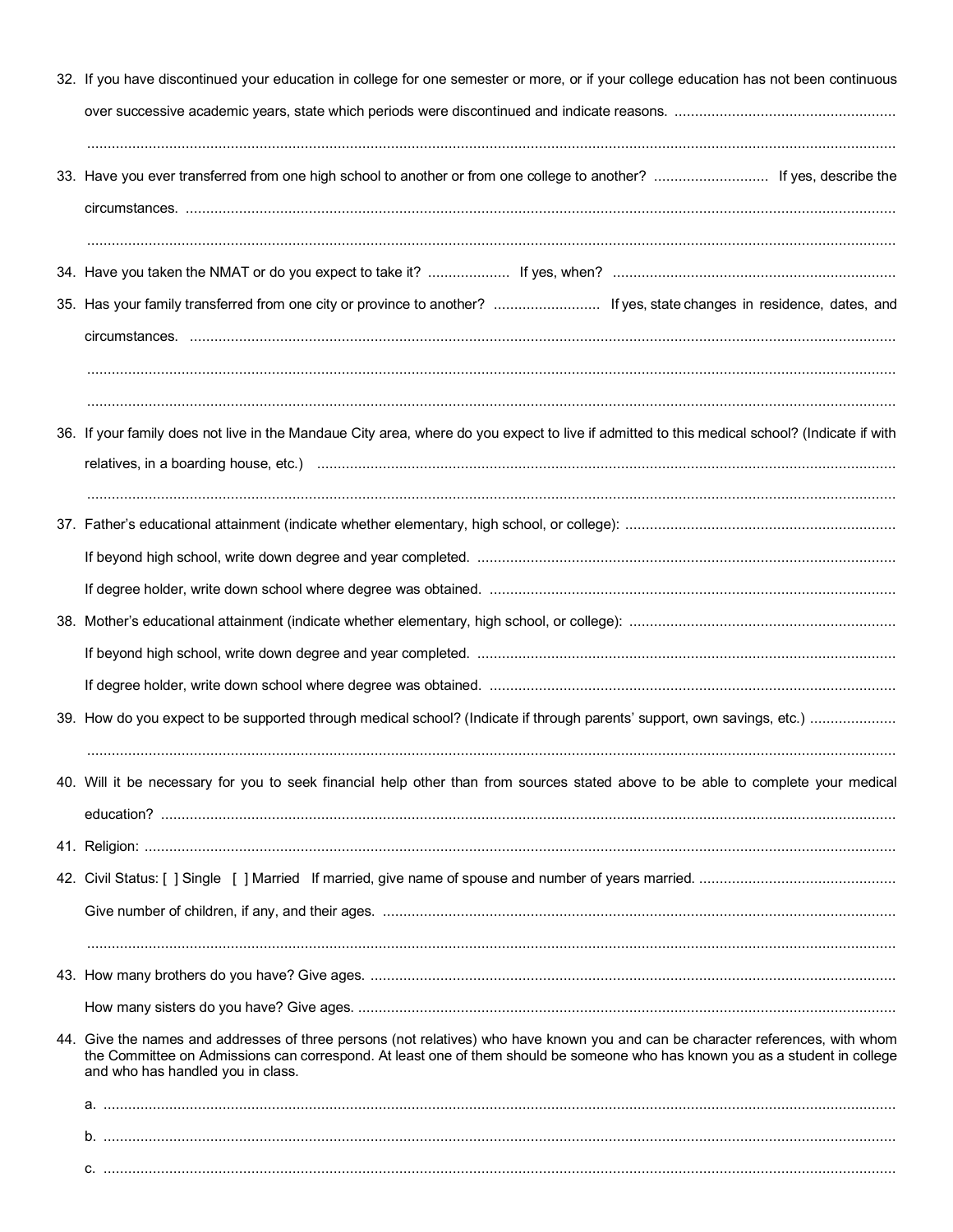32. If you have discontinued your education in college for one semester or more, or if your college education has not been continuous over successive academic years, state which periods were discontinued and indicate reasons. ......................................................

    ..........................................................................................................................................................................................

33. Have you ever transferred from one high school to another or from one college to another? ............................ If yes, describe the circumstances. ..........................................................................................................................................................

    ..........................................................................................................................................................................................

34. Have you taken the NMAT or do you expect to take it? .................... If yes, when? .....................................................................

35. Has your family transferred from one city or province to another? .......................... If yes, state changes in residence, dates, and circumstances. ..........................................................................................................................................................

    ..........................................................................................................................................................................................

    ..........................................................................................................................................................................................

36. If your family does not live in the Mandaue City area, where do you expect to live if admitted to this medical school? (Indicate if with relatives, in a boarding house, etc.) ...........................................................................................................................

    ..........................................................................................................................................................................................

37. Father's educational attainment (indicate whether elementary, high school, or college): ..................................................................

    If beyond high school, write down degree and year completed. ......................................................................................................

    If degree holder, write down school where degree was obtained. ...................................................................................................

38. Mother's educational attainment (indicate whether elementary, high school, or college): .................................................................

    If beyond high school, write down degree and year completed. ......................................................................................................

    If degree holder, write down school where degree was obtained. ...................................................................................................

39. How do you expect to be supported through medical school? (Indicate if through parents' support, own savings, etc.) .....................

    ..........................................................................................................................................................................................

40. Will it be necessary for you to seek financial help other than from sources stated above to be able to complete your medical education? ...............................................................................................................................................................

41. Religion: .......................................................................................................................................................................

42. Civil Status: [ ] Single [ ] Married If married, give name of spouse and number of years married. ................................................

    Give number of children, if any, and their ages. ............................................................................................................

    ..........................................................................................................................................................................................

43. How many brothers do you have? Give ages. ...............................................................................................................

    How many sisters do you have? Give ages. ..................................................................................................................

44. Give the names and addresses of three persons (not relatives) who have known you and can be character references, with whom the Committee on Admissions can correspond. At least one of them should be someone who has known you as a student in college and who has handled you in class.

    a. ......................................................................................................................................................................................

    b. ......................................................................................................................................................................................

    c. ......................................................................................................................................................................................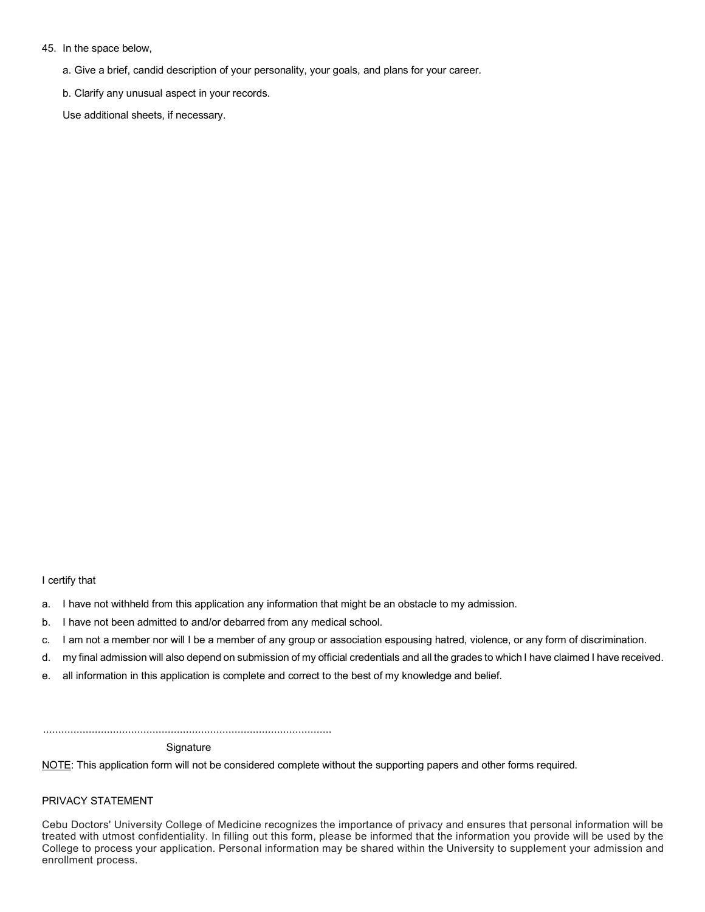45. In the space below,

    a. Give a brief, candid description of your personality, your goals, and plans for your career.

    b. Clarify any unusual aspect in your records.

    Use additional sheets, if necessary.

I certify that

a. I have not withheld from this application any information that might be an obstacle to my admission.

b. I have not been admitted to and/or debarred from any medical school.

c. I am not a member nor will I be a member of any group or association espousing hatred, violence, or any form of discrimination.

d. my final admission will also depend on submission of my official credentials and all the grades to which I have claimed I have received.

e. all information in this application is complete and correct to the best of my knowledge and belief.

..............................................................................................

Signature

<u>NOTE</u>: This application form will not be considered complete without the supporting papers and other forms required.

PRIVACY STATEMENT

Cebu Doctors' University College of Medicine recognizes the importance of privacy and ensures that personal information will be treated with utmost confidentiality. In filling out this form, please be informed that the information you provide will be used by the College to process your application. Personal information may be shared within the University to supplement your admission and enrollment process.